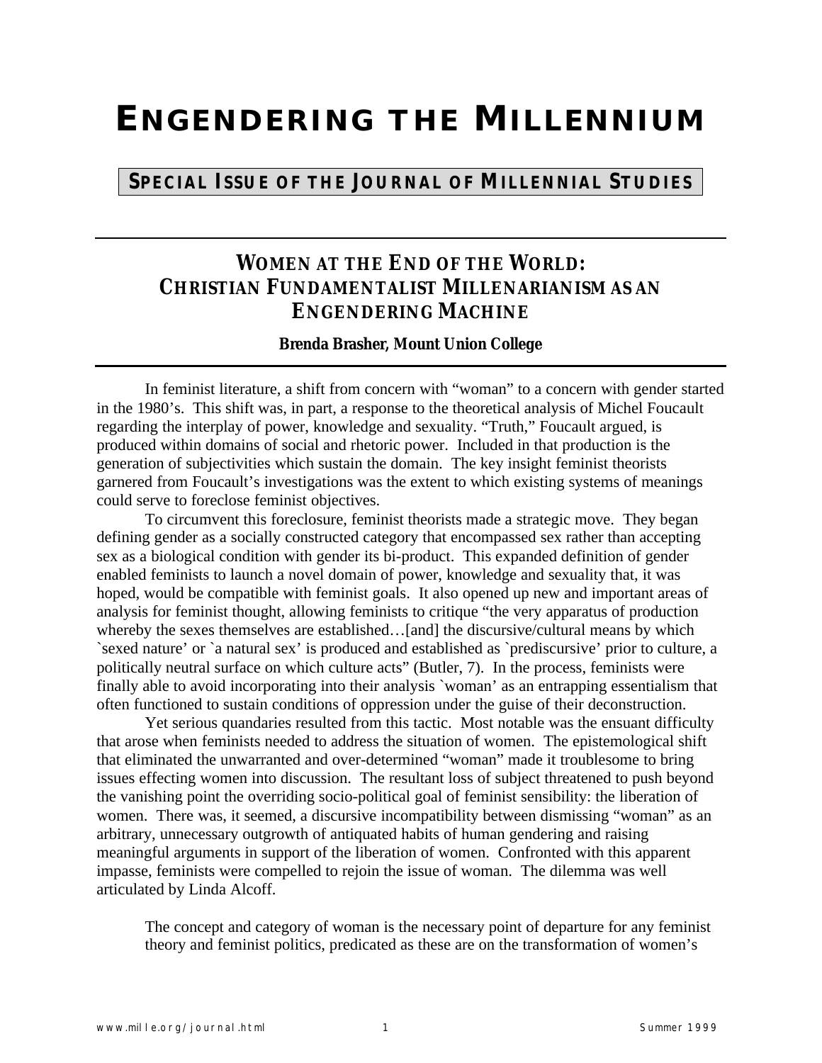# ENGENDERING THE MILLENNIUM

**SPECIAL ISSUE OF THE JOURNAL OF MILLENNIAL STUDIES**

## WOMEN AT THE END OF THE WORLD: CHRISTIAN FUNDAMENTALIST MILLENARIANISM AS AN ENGENDERING MACHINE

**Brenda Brasher, Mount Union College**

In feminist literature, a shift from concern with "woman" to a concern with gender started in the 1980's. This shift was, in part, a response to the theoretical analysis of Michel Foucault regarding the interplay of power, knowledge and sexuality. "Truth," Foucault argued, is produced within domains of social and rhetoric power. Included in that production is the generation of subjectivities which sustain the domain. The key insight feminist theorists garnered from Foucault's investigations was the extent to which existing systems of meanings could serve to foreclose feminist objectives.

To circumvent this foreclosure, feminist theorists made a strategic move. They began defining gender as a socially constructed category that encompassed sex rather than accepting sex as a biological condition with gender its bi-product. This expanded definition of gender enabled feminists to launch a novel domain of power, knowledge and sexuality that, it was hoped, would be compatible with feminist goals. It also opened up new and important areas of analysis for feminist thought, allowing feminists to critique "the very apparatus of production whereby the sexes themselves are established…[and] the discursive/cultural means by which `sexed nature' or `a natural sex' is produced and established as `prediscursive' prior to culture, a politically neutral surface on which culture acts" (Butler, 7). In the process, feminists were finally able to avoid incorporating into their analysis `woman' as an entrapping essentialism that often functioned to sustain conditions of oppression under the guise of their deconstruction.

Yet serious quandaries resulted from this tactic. Most notable was the ensuant difficulty that arose when feminists needed to address the situation of women. The epistemological shift that eliminated the unwarranted and over-determined "woman" made it troublesome to bring issues effecting women into discussion. The resultant loss of subject threatened to push beyond the vanishing point the overriding socio-political goal of feminist sensibility: the liberation of women. There was, it seemed, a discursive incompatibility between dismissing "woman" as an arbitrary, unnecessary outgrowth of antiquated habits of human gendering and raising meaningful arguments in support of the liberation of women. Confronted with this apparent impasse, feminists were compelled to rejoin the issue of woman. The dilemma was well articulated by Linda Alcoff.

> The concept and category of woman is the necessary point of departure for any feminist theory and feminist politics, predicated as these are on the transformation of women's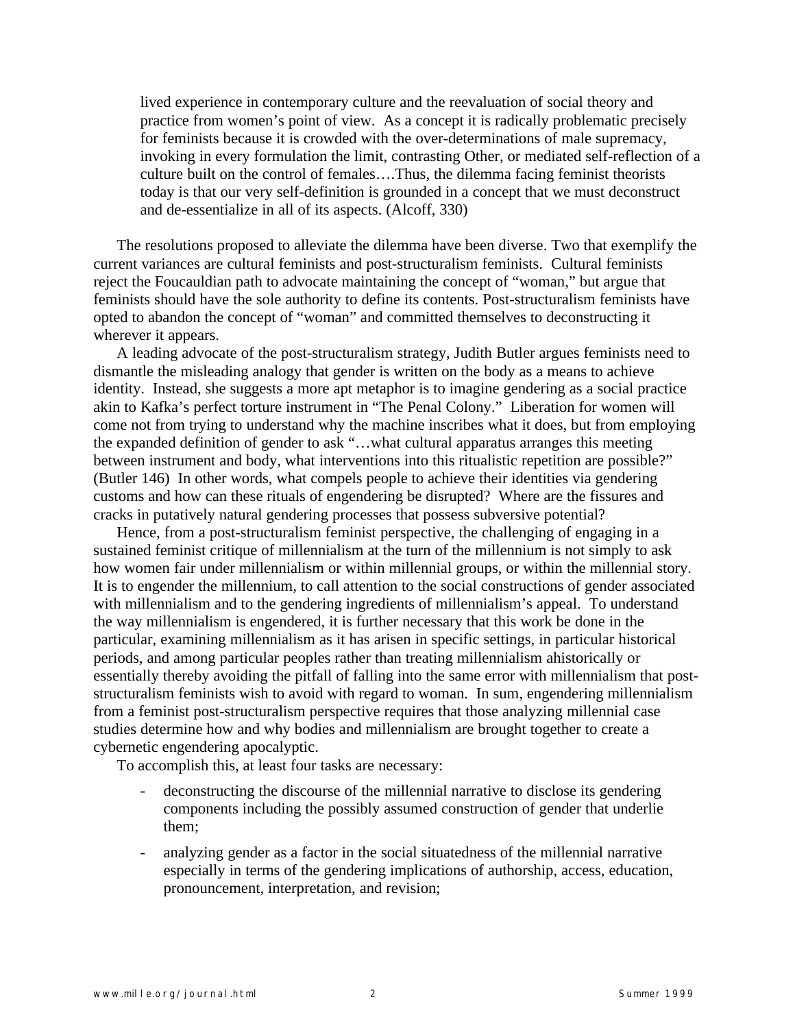> lived experience in contemporary culture and the reevaluation of social theory and practice from women's point of view. As a concept it is radically problematic precisely for feminists because it is crowded with the over-determinations of male supremacy, invoking in every formulation the limit, contrasting Other, or mediated self-reflection of a culture built on the control of females….Thus, the dilemma facing feminist theorists today is that our very self-definition is grounded in a concept that we must deconstruct and de-essentialize in all of its aspects. (Alcoff, 330)

The resolutions proposed to alleviate the dilemma have been diverse. Two that exemplify the current variances are cultural feminists and post-structuralism feminists. Cultural feminists reject the Foucauldian path to advocate maintaining the concept of "woman," but argue that feminists should have the sole authority to define its contents. Post-structuralism feminists have opted to abandon the concept of "woman" and committed themselves to deconstructing it wherever it appears.

A leading advocate of the post-structuralism strategy, Judith Butler argues feminists need to dismantle the misleading analogy that gender is written on the body as a means to achieve identity. Instead, she suggests a more apt metaphor is to imagine gendering as a social practice akin to Kafka's perfect torture instrument in "The Penal Colony." Liberation for women will come not from trying to understand why the machine inscribes what it does, but from employing the expanded definition of gender to ask "…what cultural apparatus arranges this meeting between instrument and body, what interventions into this ritualistic repetition are possible?" (Butler 146) In other words, what compels people to achieve their identities via gendering customs and how can these rituals of engendering be disrupted? Where are the fissures and cracks in putatively natural gendering processes that possess subversive potential?

Hence, from a post-structuralism feminist perspective, the challenging of engaging in a sustained feminist critique of millennialism at the turn of the millennium is not simply to ask how women fair under millennialism or within millennial groups, or within the millennial story. It is to engender the millennium, to call attention to the social constructions of gender associated with millennialism and to the gendering ingredients of millennialism's appeal. To understand the way millennialism is engendered, it is further necessary that this work be done in the particular, examining millennialism as it has arisen in specific settings, in particular historical periods, and among particular peoples rather than treating millennialism ahistorically or essentially thereby avoiding the pitfall of falling into the same error with millennialism that post-structuralism feminists wish to avoid with regard to woman. In sum, engendering millennialism from a feminist post-structuralism perspective requires that those analyzing millennial case studies determine how and why bodies and millennialism are brought together to create a cybernetic engendering apocalyptic.

To accomplish this, at least four tasks are necessary:

- deconstructing the discourse of the millennial narrative to disclose its gendering components including the possibly assumed construction of gender that underlie them;
- analyzing gender as a factor in the social situatedness of the millennial narrative especially in terms of the gendering implications of authorship, access, education, pronouncement, interpretation, and revision;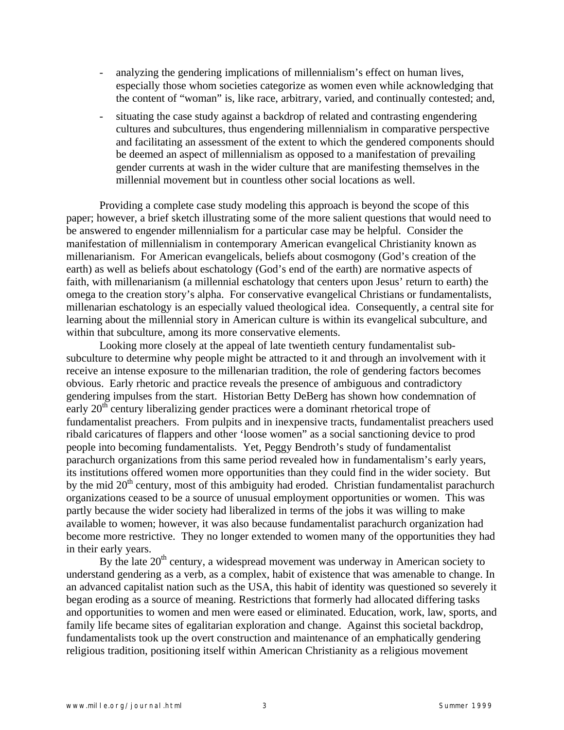- analyzing the gendering implications of millennialism's effect on human lives, especially those whom societies categorize as women even while acknowledging that the content of "woman" is, like race, arbitrary, varied, and continually contested; and,
- situating the case study against a backdrop of related and contrasting engendering cultures and subcultures, thus engendering millennialism in comparative perspective and facilitating an assessment of the extent to which the gendered components should be deemed an aspect of millennialism as opposed to a manifestation of prevailing gender currents at wash in the wider culture that are manifesting themselves in the millennial movement but in countless other social locations as well.

Providing a complete case study modeling this approach is beyond the scope of this paper; however, a brief sketch illustrating some of the more salient questions that would need to be answered to engender millennialism for a particular case may be helpful. Consider the manifestation of millennialism in contemporary American evangelical Christianity known as millenarianism. For American evangelicals, beliefs about cosmogony (God's creation of the earth) as well as beliefs about eschatology (God's end of the earth) are normative aspects of faith, with millenarianism (a millennial eschatology that centers upon Jesus' return to earth) the omega to the creation story's alpha. For conservative evangelical Christians or fundamentalists, millenarian eschatology is an especially valued theological idea. Consequently, a central site for learning about the millennial story in American culture is within its evangelical subculture, and within that subculture, among its more conservative elements.

Looking more closely at the appeal of late twentieth century fundamentalist sub-subculture to determine why people might be attracted to it and through an involvement with it receive an intense exposure to the millenarian tradition, the role of gendering factors becomes obvious. Early rhetoric and practice reveals the presence of ambiguous and contradictory gendering impulses from the start. Historian Betty DeBerg has shown how condemnation of early 20th century liberalizing gender practices were a dominant rhetorical trope of fundamentalist preachers. From pulpits and in inexpensive tracts, fundamentalist preachers used ribald caricatures of flappers and other 'loose women" as a social sanctioning device to prod people into becoming fundamentalists. Yet, Peggy Bendroth's study of fundamentalist parachurch organizations from this same period revealed how in fundamentalism's early years, its institutions offered women more opportunities than they could find in the wider society. But by the mid 20th century, most of this ambiguity had eroded. Christian fundamentalist parachurch organizations ceased to be a source of unusual employment opportunities or women. This was partly because the wider society had liberalized in terms of the jobs it was willing to make available to women; however, it was also because fundamentalist parachurch organization had become more restrictive. They no longer extended to women many of the opportunities they had in their early years.

By the late 20th century, a widespread movement was underway in American society to understand gendering as a verb, as a complex, habit of existence that was amenable to change. In an advanced capitalist nation such as the USA, this habit of identity was questioned so severely it began eroding as a source of meaning. Restrictions that formerly had allocated differing tasks and opportunities to women and men were eased or eliminated. Education, work, law, sports, and family life became sites of egalitarian exploration and change. Against this societal backdrop, fundamentalists took up the overt construction and maintenance of an emphatically gendering religious tradition, positioning itself within American Christianity as a religious movement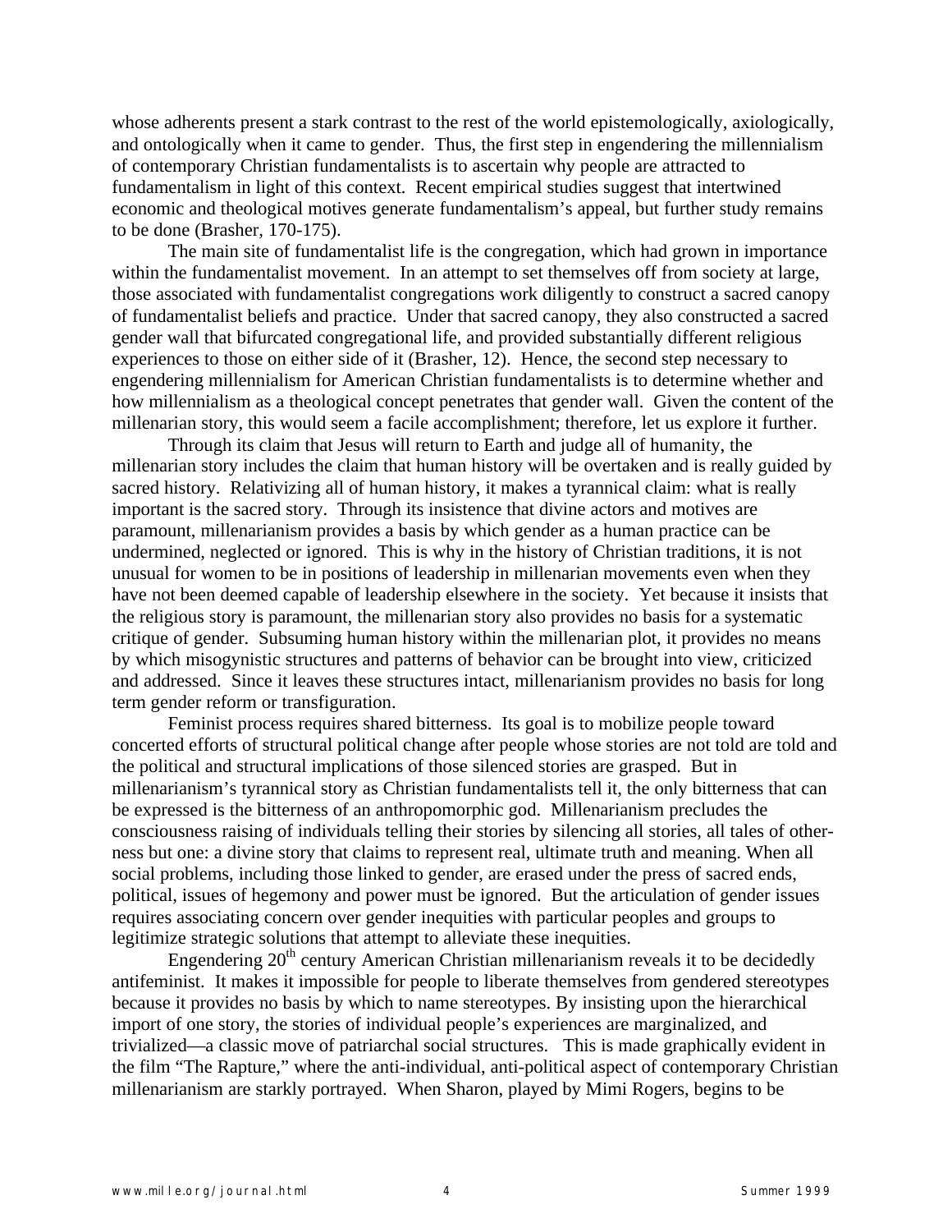whose adherents present a stark contrast to the rest of the world epistemologically, axiologically, and ontologically when it came to gender. Thus, the first step in engendering the millennialism of contemporary Christian fundamentalists is to ascertain why people are attracted to fundamentalism in light of this context. Recent empirical studies suggest that intertwined economic and theological motives generate fundamentalism's appeal, but further study remains to be done (Brasher, 170-175).

The main site of fundamentalist life is the congregation, which had grown in importance within the fundamentalist movement. In an attempt to set themselves off from society at large, those associated with fundamentalist congregations work diligently to construct a sacred canopy of fundamentalist beliefs and practice. Under that sacred canopy, they also constructed a sacred gender wall that bifurcated congregational life, and provided substantially different religious experiences to those on either side of it (Brasher, 12). Hence, the second step necessary to engendering millennialism for American Christian fundamentalists is to determine whether and how millennialism as a theological concept penetrates that gender wall. Given the content of the millenarian story, this would seem a facile accomplishment; therefore, let us explore it further.

Through its claim that Jesus will return to Earth and judge all of humanity, the millenarian story includes the claim that human history will be overtaken and is really guided by sacred history. Relativizing all of human history, it makes a tyrannical claim: what is really important is the sacred story. Through its insistence that divine actors and motives are paramount, millenarianism provides a basis by which gender as a human practice can be undermined, neglected or ignored. This is why in the history of Christian traditions, it is not unusual for women to be in positions of leadership in millenarian movements even when they have not been deemed capable of leadership elsewhere in the society. Yet because it insists that the religious story is paramount, the millenarian story also provides no basis for a systematic critique of gender. Subsuming human history within the millenarian plot, it provides no means by which misogynistic structures and patterns of behavior can be brought into view, criticized and addressed. Since it leaves these structures intact, millenarianism provides no basis for long term gender reform or transfiguration.

Feminist process requires shared bitterness. Its goal is to mobilize people toward concerted efforts of structural political change after people whose stories are not told are told and the political and structural implications of those silenced stories are grasped. But in millenarianism's tyrannical story as Christian fundamentalists tell it, the only bitterness that can be expressed is the bitterness of an anthropomorphic god. Millenarianism precludes the consciousness raising of individuals telling their stories by silencing all stories, all tales of otherness but one: a divine story that claims to represent real, ultimate truth and meaning. When all social problems, including those linked to gender, are erased under the press of sacred ends, political, issues of hegemony and power must be ignored. But the articulation of gender issues requires associating concern over gender inequities with particular peoples and groups to legitimize strategic solutions that attempt to alleviate these inequities.

Engendering 20th century American Christian millenarianism reveals it to be decidedly antifeminist. It makes it impossible for people to liberate themselves from gendered stereotypes because it provides no basis by which to name stereotypes. By insisting upon the hierarchical import of one story, the stories of individual people's experiences are marginalized, and trivialized—a classic move of patriarchal social structures. This is made graphically evident in the film "The Rapture," where the anti-individual, anti-political aspect of contemporary Christian millenarianism are starkly portrayed. When Sharon, played by Mimi Rogers, begins to be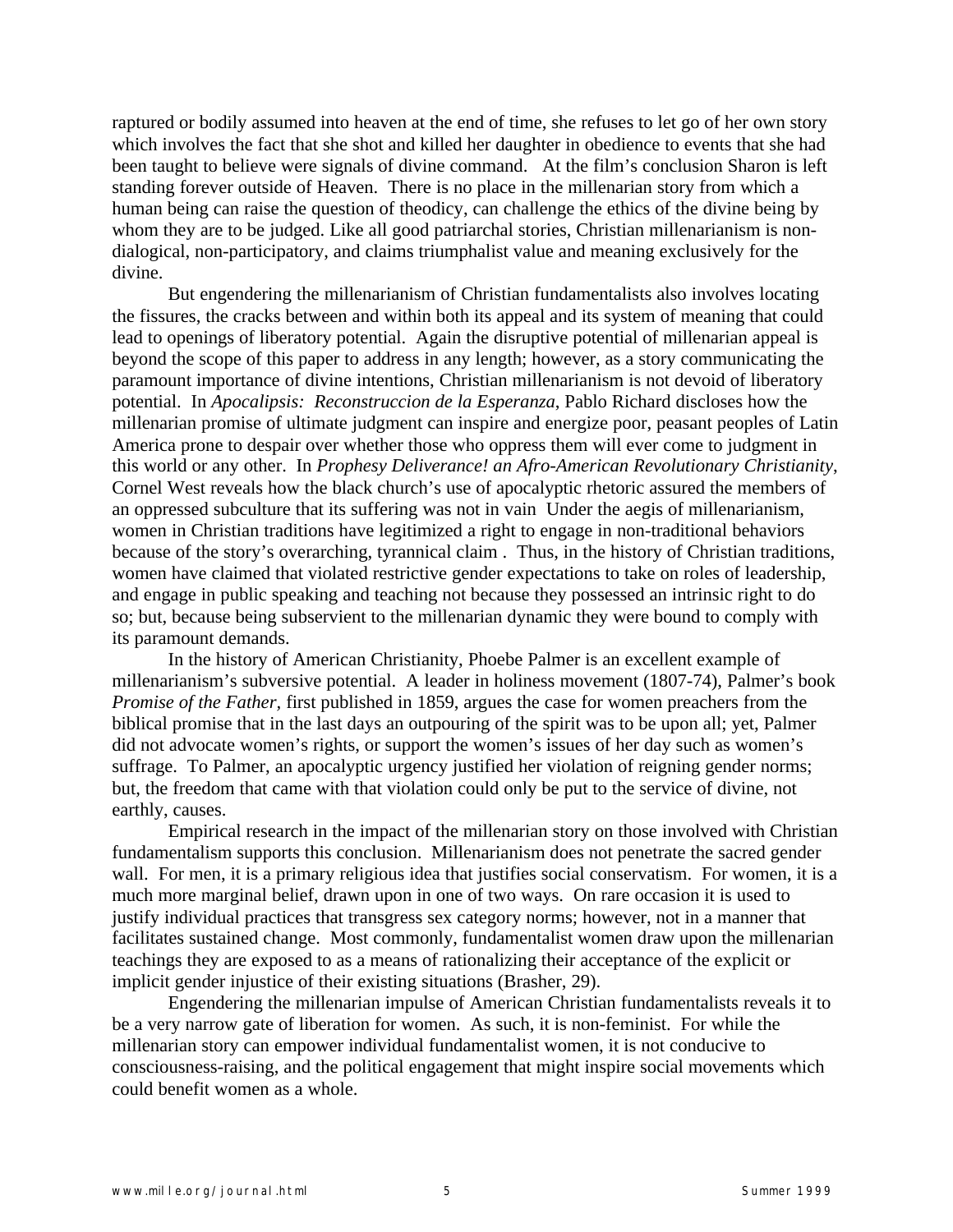raptured or bodily assumed into heaven at the end of time, she refuses to let go of her own story which involves the fact that she shot and killed her daughter in obedience to events that she had been taught to believe were signals of divine command. At the film's conclusion Sharon is left standing forever outside of Heaven. There is no place in the millenarian story from which a human being can raise the question of theodicy, can challenge the ethics of the divine being by whom they are to be judged. Like all good patriarchal stories, Christian millenarianism is non-dialogical, non-participatory, and claims triumphalist value and meaning exclusively for the divine.

But engendering the millenarianism of Christian fundamentalists also involves locating the fissures, the cracks between and within both its appeal and its system of meaning that could lead to openings of liberatory potential. Again the disruptive potential of millenarian appeal is beyond the scope of this paper to address in any length; however, as a story communicating the paramount importance of divine intentions, Christian millenarianism is not devoid of liberatory potential. In *Apocalipsis: Reconstruccion de la Esperanza*, Pablo Richard discloses how the millenarian promise of ultimate judgment can inspire and energize poor, peasant peoples of Latin America prone to despair over whether those who oppress them will ever come to judgment in this world or any other. In *Prophesy Deliverance! an Afro-American Revolutionary Christianity*, Cornel West reveals how the black church's use of apocalyptic rhetoric assured the members of an oppressed subculture that its suffering was not in vain Under the aegis of millenarianism, women in Christian traditions have legitimized a right to engage in non-traditional behaviors because of the story's overarching, tyrannical claim . Thus, in the history of Christian traditions, women have claimed that violated restrictive gender expectations to take on roles of leadership, and engage in public speaking and teaching not because they possessed an intrinsic right to do so; but, because being subservient to the millenarian dynamic they were bound to comply with its paramount demands.

In the history of American Christianity, Phoebe Palmer is an excellent example of millenarianism's subversive potential. A leader in holiness movement (1807-74), Palmer's book *Promise of the Father*, first published in 1859, argues the case for women preachers from the biblical promise that in the last days an outpouring of the spirit was to be upon all; yet, Palmer did not advocate women's rights, or support the women's issues of her day such as women's suffrage. To Palmer, an apocalyptic urgency justified her violation of reigning gender norms; but, the freedom that came with that violation could only be put to the service of divine, not earthly, causes.

Empirical research in the impact of the millenarian story on those involved with Christian fundamentalism supports this conclusion. Millenarianism does not penetrate the sacred gender wall. For men, it is a primary religious idea that justifies social conservatism. For women, it is a much more marginal belief, drawn upon in one of two ways. On rare occasion it is used to justify individual practices that transgress sex category norms; however, not in a manner that facilitates sustained change. Most commonly, fundamentalist women draw upon the millenarian teachings they are exposed to as a means of rationalizing their acceptance of the explicit or implicit gender injustice of their existing situations (Brasher, 29).

Engendering the millenarian impulse of American Christian fundamentalists reveals it to be a very narrow gate of liberation for women. As such, it is non-feminist. For while the millenarian story can empower individual fundamentalist women, it is not conducive to consciousness-raising, and the political engagement that might inspire social movements which could benefit women as a whole.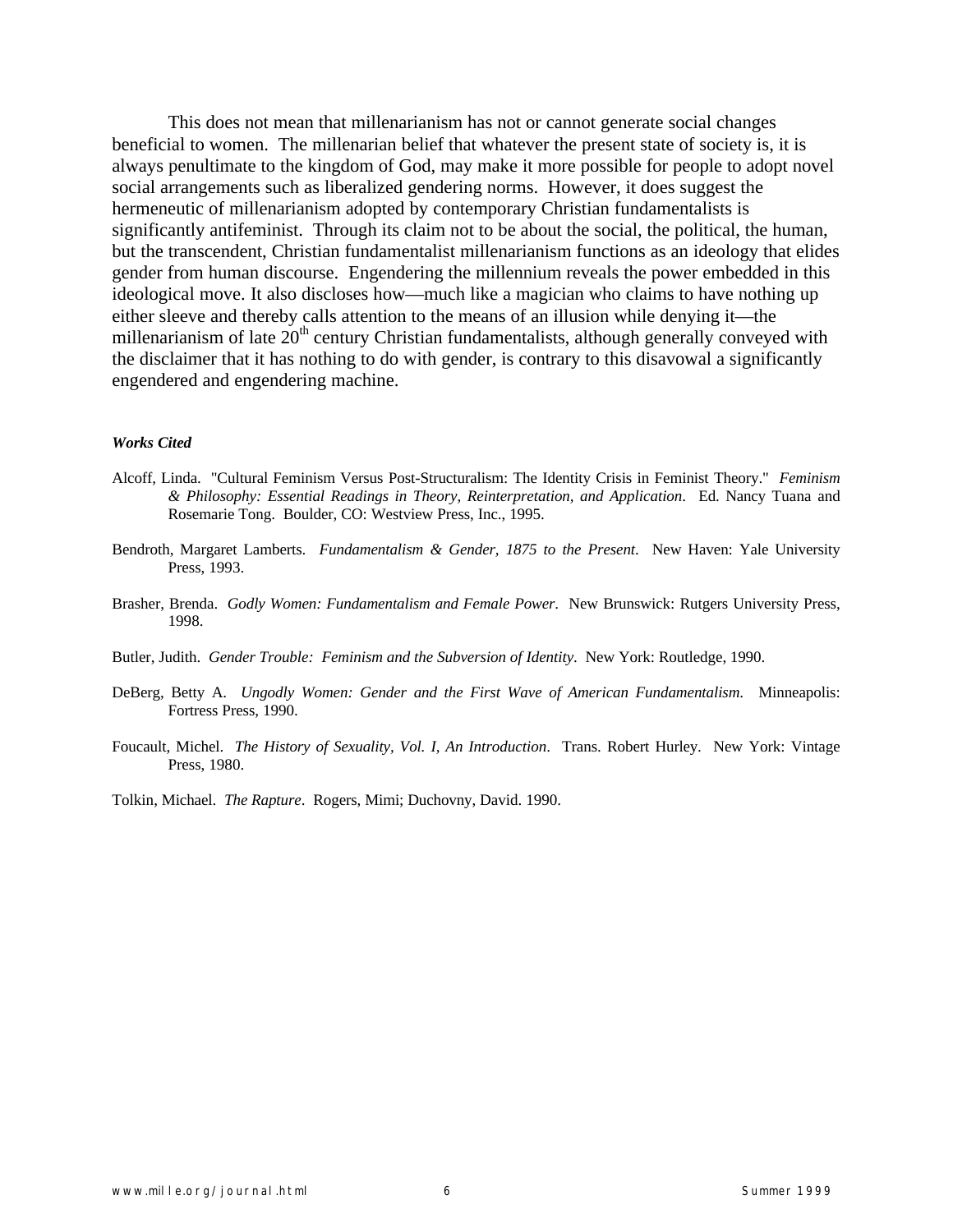This does not mean that millenarianism has not or cannot generate social changes beneficial to women. The millenarian belief that whatever the present state of society is, it is always penultimate to the kingdom of God, may make it more possible for people to adopt novel social arrangements such as liberalized gendering norms. However, it does suggest the hermeneutic of millenarianism adopted by contemporary Christian fundamentalists is significantly antifeminist. Through its claim not to be about the social, the political, the human, but the transcendent, Christian fundamentalist millenarianism functions as an ideology that elides gender from human discourse. Engendering the millennium reveals the power embedded in this ideological move. It also discloses how—much like a magician who claims to have nothing up either sleeve and thereby calls attention to the means of an illusion while denying it—the millenarianism of late 20th century Christian fundamentalists, although generally conveyed with the disclaimer that it has nothing to do with gender, is contrary to this disavowal a significantly engendered and engendering machine.

***Works Cited***

Alcoff, Linda. "Cultural Feminism Versus Post-Structuralism: The Identity Crisis in Feminist Theory." *Feminism & Philosophy: Essential Readings in Theory, Reinterpretation, and Application*. Ed. Nancy Tuana and Rosemarie Tong. Boulder, CO: Westview Press, Inc., 1995.

Bendroth, Margaret Lamberts. *Fundamentalism & Gender, 1875 to the Present*. New Haven: Yale University Press, 1993.

Brasher, Brenda. *Godly Women: Fundamentalism and Female Power*. New Brunswick: Rutgers University Press, 1998.

Butler, Judith. *Gender Trouble: Feminism and the Subversion of Identity*. New York: Routledge, 1990.

DeBerg, Betty A. *Ungodly Women: Gender and the First Wave of American Fundamentalism*. Minneapolis: Fortress Press, 1990.

Foucault, Michel. *The History of Sexuality, Vol. I, An Introduction*. Trans. Robert Hurley. New York: Vintage Press, 1980.

Tolkin, Michael. *The Rapture*. Rogers, Mimi; Duchovny, David. 1990.